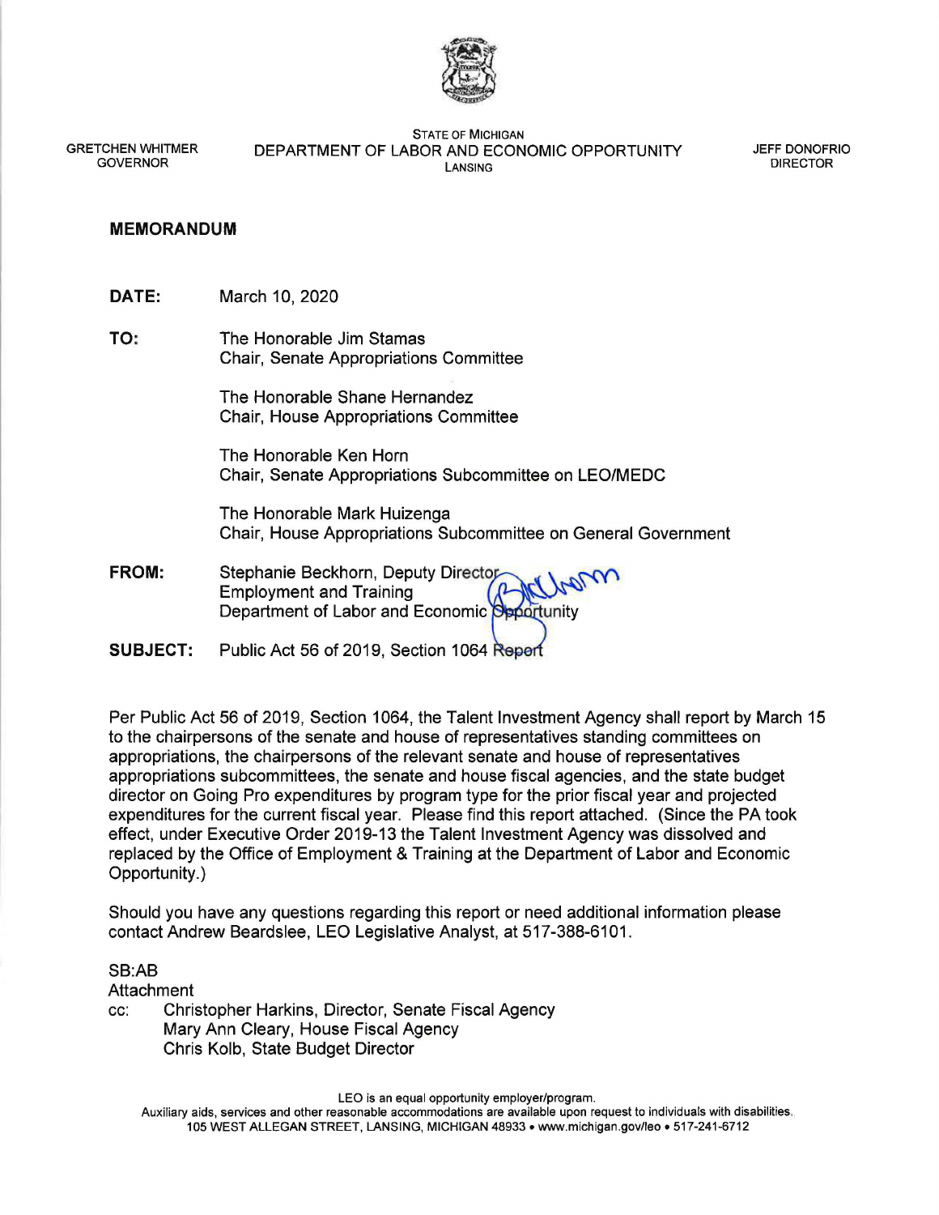GRETCHEN WHITMER
GOVERNOR

STATE OF MICHIGAN
DEPARTMENT OF LABOR AND ECONOMIC OPPORTUNITY
LANSING

JEFF DONOFRIO
DIRECTOR

## MEMORANDUM

**DATE:** March 10, 2020

**TO:** The Honorable Jim Stamas
Chair, Senate Appropriations Committee

The Honorable Shane Hernandez
Chair, House Appropriations Committee

The Honorable Ken Horn
Chair, Senate Appropriations Subcommittee on LEO/MEDC

The Honorable Mark Huizenga
Chair, House Appropriations Subcommittee on General Government

**FROM:** Stephanie Beckhorn, Deputy Director
Employment and Training
Department of Labor and Economic Opportunity

**SUBJECT:** Public Act 56 of 2019, Section 1064 Report

Per Public Act 56 of 2019, Section 1064, the Talent Investment Agency shall report by March 15 to the chairpersons of the senate and house of representatives standing committees on appropriations, the chairpersons of the relevant senate and house of representatives appropriations subcommittees, the senate and house fiscal agencies, and the state budget director on Going Pro expenditures by program type for the prior fiscal year and projected expenditures for the current fiscal year. Please find this report attached. (Since the PA took effect, under Executive Order 2019-13 the Talent Investment Agency was dissolved and replaced by the Office of Employment & Training at the Department of Labor and Economic Opportunity.)

Should you have any questions regarding this report or need additional information please contact Andrew Beardslee, LEO Legislative Analyst, at 517-388-6101.

SB:AB
Attachment
cc: Christopher Harkins, Director, Senate Fiscal Agency
Mary Ann Cleary, House Fiscal Agency
Chris Kolb, State Budget Director

LEO is an equal opportunity employer/program.
Auxiliary aids, services and other reasonable accommodations are available upon request to individuals with disabilities.
105 WEST ALLEGAN STREET, LANSING, MICHIGAN 48933 • www.michigan.gov/leo • 517-241-6712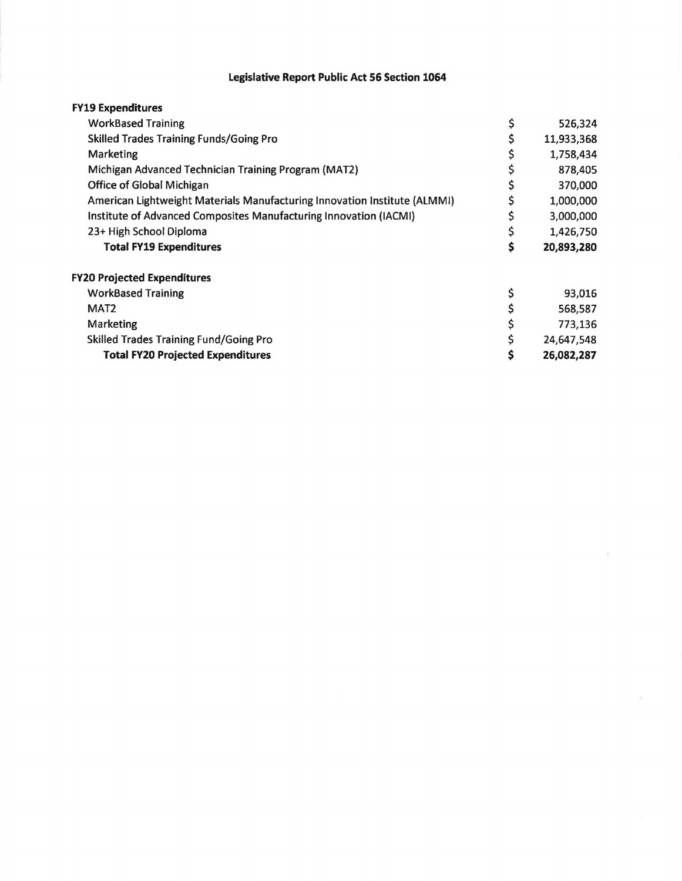# Legislative Report Public Act 56 Section 1064

| | | |
|---|---|---|
| **FY19 Expenditures** | | |
| WorkBased Training | $ | 526,324 |
| Skilled Trades Training Funds/Going Pro | $ | 11,933,368 |
| Marketing | $ | 1,758,434 |
| Michigan Advanced Technician Training Program (MAT2) | $ | 878,405 |
| Office of Global Michigan | $ | 370,000 |
| American Lightweight Materials Manufacturing Innovation Institute (ALMMI) | $ | 1,000,000 |
| Institute of Advanced Composites Manufacturing Innovation (IACMI) | $ | 3,000,000 |
| 23+ High School Diploma | $ | 1,426,750 |
| **Total FY19 Expenditures** | **$** | **20,893,280** |
| | | |
| **FY20 Projected Expenditures** | | |
| WorkBased Training | $ | 93,016 |
| MAT2 | $ | 568,587 |
| Marketing | $ | 773,136 |
| Skilled Trades Training Fund/Going Pro | $ | 24,647,548 |
| **Total FY20 Projected Expenditures** | **$** | **26,082,287** |